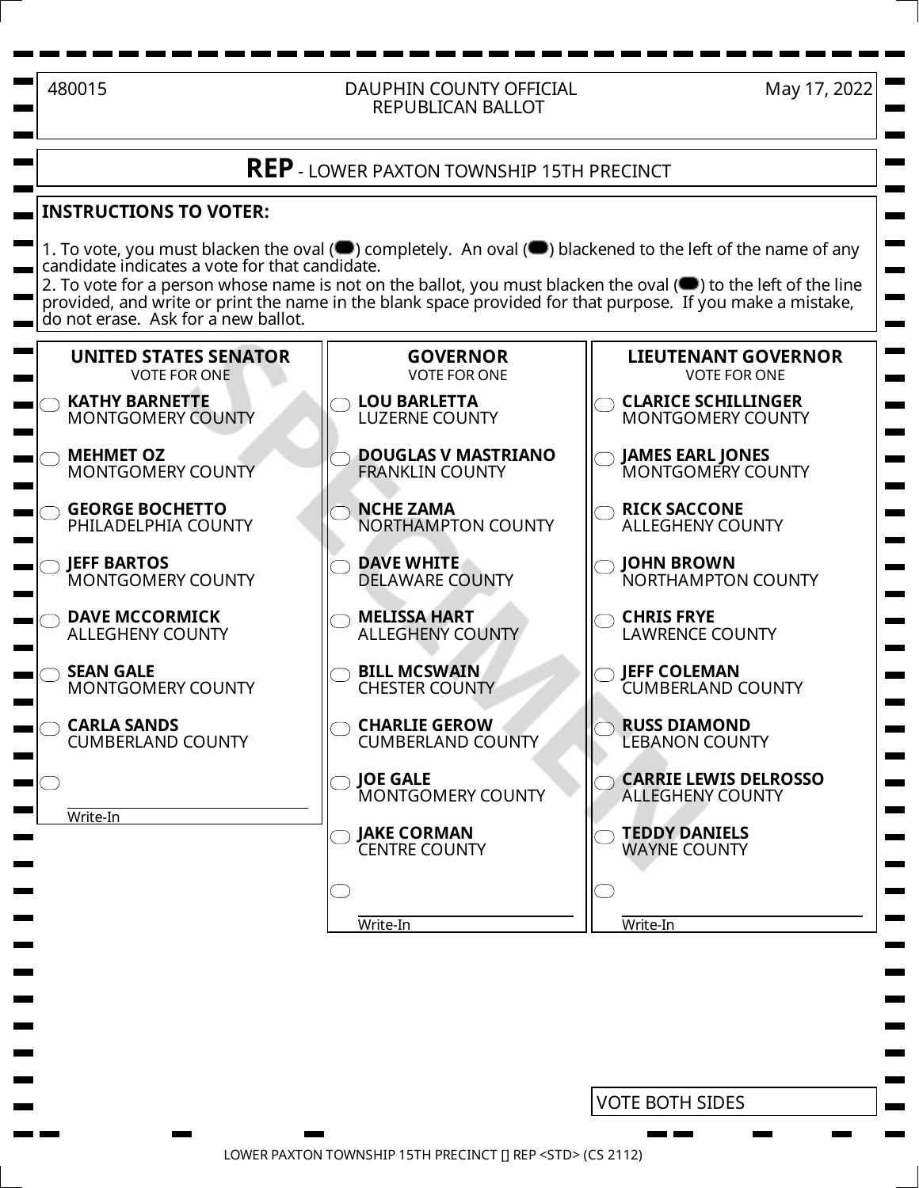480015

DAUPHIN COUNTY OFFICIAL
REPUBLICAN BALLOT

May 17, 2022

# REP - LOWER PAXTON TOWNSHIP 15TH PRECINCT

**INSTRUCTIONS TO VOTER:**

1. To vote, you must blacken the oval (⬬) completely. An oval (⬬) blackened to the left of the name of any candidate indicates a vote for that candidate.
2. To vote for a person whose name is not on the ballot, you must blacken the oval (⬬) to the left of the line provided, and write or print the name in the blank space provided for that purpose. If you make a mistake, do not erase. Ask for a new ballot.

## UNITED STATES SENATOR
VOTE FOR ONE

- **KATHY BARNETTE** MONTGOMERY COUNTY
- **MEHMET OZ** MONTGOMERY COUNTY
- **GEORGE BOCHETTO** PHILADELPHIA COUNTY
- **JEFF BARTOS** MONTGOMERY COUNTY
- **DAVE MCCORMICK** ALLEGHENY COUNTY
- **SEAN GALE** MONTGOMERY COUNTY
- **CARLA SANDS** CUMBERLAND COUNTY
- Write-In

## GOVERNOR
VOTE FOR ONE

- **LOU BARLETTA** LUZERNE COUNTY
- **DOUGLAS V MASTRIANO** FRANKLIN COUNTY
- **NCHE ZAMA** NORTHAMPTON COUNTY
- **DAVE WHITE** DELAWARE COUNTY
- **MELISSA HART** ALLEGHENY COUNTY
- **BILL MCSWAIN** CHESTER COUNTY
- **CHARLIE GEROW** CUMBERLAND COUNTY
- **JOE GALE** MONTGOMERY COUNTY
- **JAKE CORMAN** CENTRE COUNTY
- Write-In

## LIEUTENANT GOVERNOR
VOTE FOR ONE

- **CLARICE SCHILLINGER** MONTGOMERY COUNTY
- **JAMES EARL JONES** MONTGOMERY COUNTY
- **RICK SACCONE** ALLEGHENY COUNTY
- **JOHN BROWN** NORTHAMPTON COUNTY
- **CHRIS FRYE** LAWRENCE COUNTY
- **JEFF COLEMAN** CUMBERLAND COUNTY
- **RUSS DIAMOND** LEBANON COUNTY
- **CARRIE LEWIS DELROSSO** ALLEGHENY COUNTY
- **TEDDY DANIELS** WAYNE COUNTY
- Write-In

VOTE BOTH SIDES

LOWER PAXTON TOWNSHIP 15TH PRECINCT [] REP <STD> (CS 2112)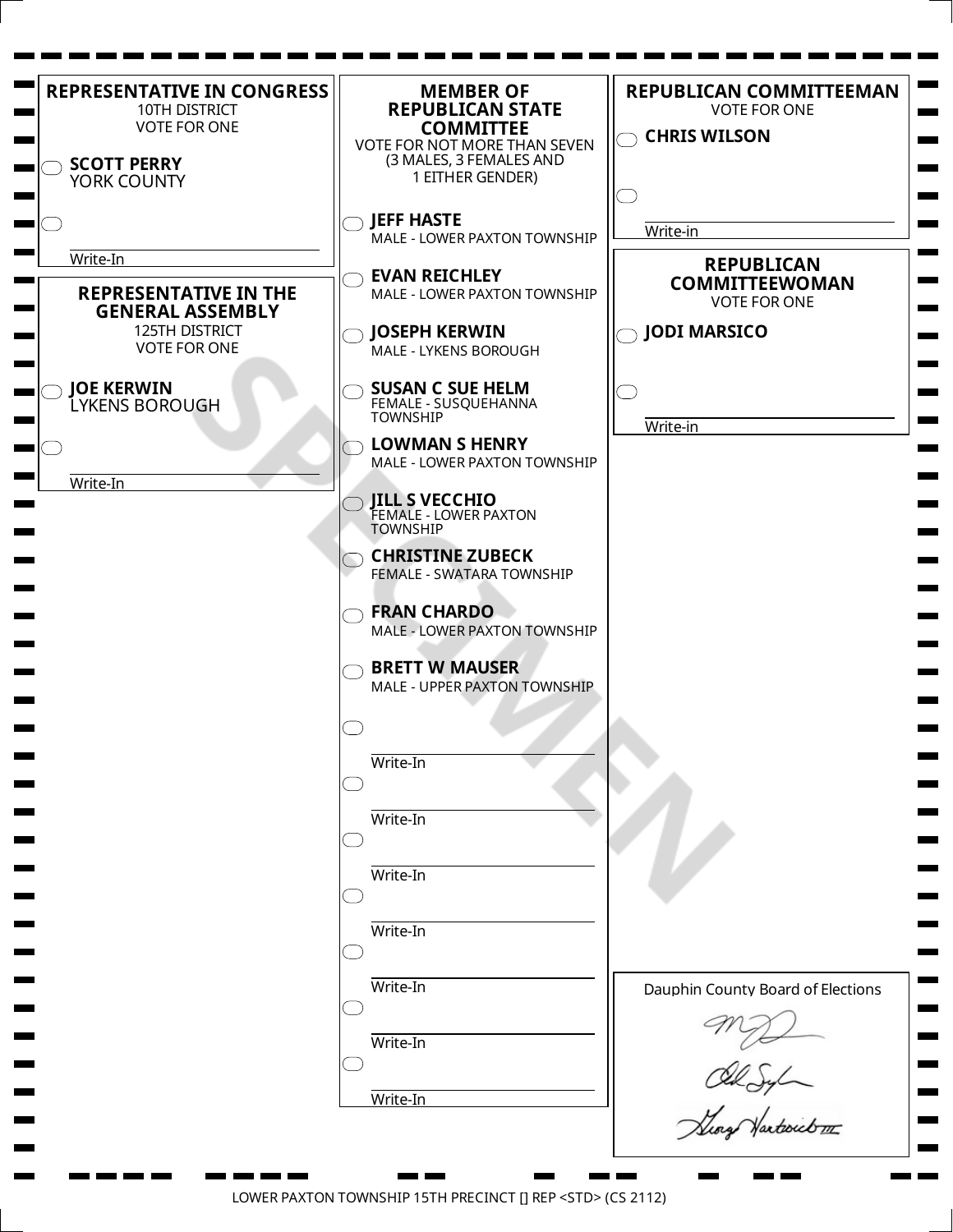## REPRESENTATIVE IN CONGRESS

10TH DISTRICT
VOTE FOR ONE

- **SCOTT PERRY**
  YORK COUNTY
- Write-In

## REPRESENTATIVE IN THE GENERAL ASSEMBLY

125TH DISTRICT
VOTE FOR ONE

- **JOE KERWIN**
  LYKENS BOROUGH
- Write-In

## MEMBER OF REPUBLICAN STATE COMMITTEE

VOTE FOR NOT MORE THAN SEVEN
(3 MALES, 3 FEMALES AND
1 EITHER GENDER)

- **JEFF HASTE**
  MALE - LOWER PAXTON TOWNSHIP
- **EVAN REICHLEY**
  MALE - LOWER PAXTON TOWNSHIP
- **JOSEPH KERWIN**
  MALE - LYKENS BOROUGH
- **SUSAN C SUE HELM**
  FEMALE - SUSQUEHANNA TOWNSHIP
- **LOWMAN S HENRY**
  MALE - LOWER PAXTON TOWNSHIP
- **JILL S VECCHIO**
  FEMALE - LOWER PAXTON TOWNSHIP
- **CHRISTINE ZUBECK**
  FEMALE - SWATARA TOWNSHIP
- **FRAN CHARDO**
  MALE - LOWER PAXTON TOWNSHIP
- **BRETT W MAUSER**
  MALE - UPPER PAXTON TOWNSHIP
- Write-In
- Write-In
- Write-In
- Write-In
- Write-In
- Write-In
- Write-In

## REPUBLICAN COMMITTEEMAN

VOTE FOR ONE

- **CHRIS WILSON**
- Write-in

## REPUBLICAN COMMITTEEWOMAN

VOTE FOR ONE

- **JODI MARSICO**
- Write-in

Dauphin County Board of Elections

LOWER PAXTON TOWNSHIP 15TH PRECINCT [] REP <STD> (CS 2112)